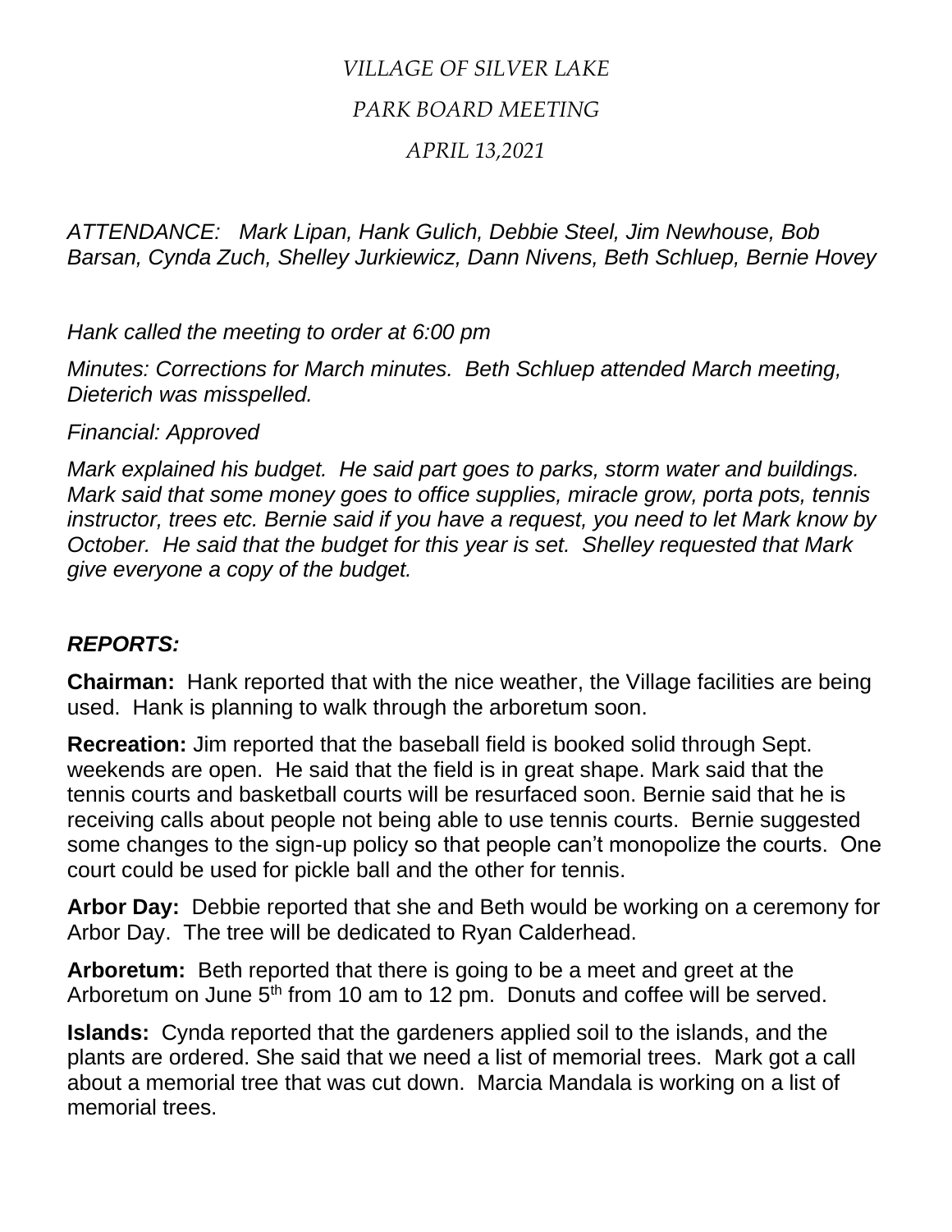*VILLAGE OF SILVER LAKE*

*PARK BOARD MEETING*

*APRIL 13,2021*

*ATTENDANCE: Mark Lipan, Hank Gulich, Debbie Steel, Jim Newhouse, Bob Barsan, Cynda Zuch, Shelley Jurkiewicz, Dann Nivens, Beth Schluep, Bernie Hovey*

*Hank called the meeting to order at 6:00 pm*

*Minutes: Corrections for March minutes. Beth Schluep attended March meeting, Dieterich was misspelled.*

*Financial: Approved*

*Mark explained his budget. He said part goes to parks, storm water and buildings. Mark said that some money goes to office supplies, miracle grow, porta pots, tennis instructor, trees etc. Bernie said if you have a request, you need to let Mark know by October. He said that the budget for this year is set. Shelley requested that Mark give everyone a copy of the budget.*

***REPORTS:***

**Chairman:** Hank reported that with the nice weather, the Village facilities are being used. Hank is planning to walk through the arboretum soon.

**Recreation:** Jim reported that the baseball field is booked solid through Sept. weekends are open. He said that the field is in great shape. Mark said that the tennis courts and basketball courts will be resurfaced soon. Bernie said that he is receiving calls about people not being able to use tennis courts. Bernie suggested some changes to the sign-up policy so that people can't monopolize the courts. One court could be used for pickle ball and the other for tennis.

**Arbor Day:** Debbie reported that she and Beth would be working on a ceremony for Arbor Day. The tree will be dedicated to Ryan Calderhead.

**Arboretum:** Beth reported that there is going to be a meet and greet at the Arboretum on June 5th from 10 am to 12 pm. Donuts and coffee will be served.

**Islands:** Cynda reported that the gardeners applied soil to the islands, and the plants are ordered. She said that we need a list of memorial trees. Mark got a call about a memorial tree that was cut down. Marcia Mandala is working on a list of memorial trees.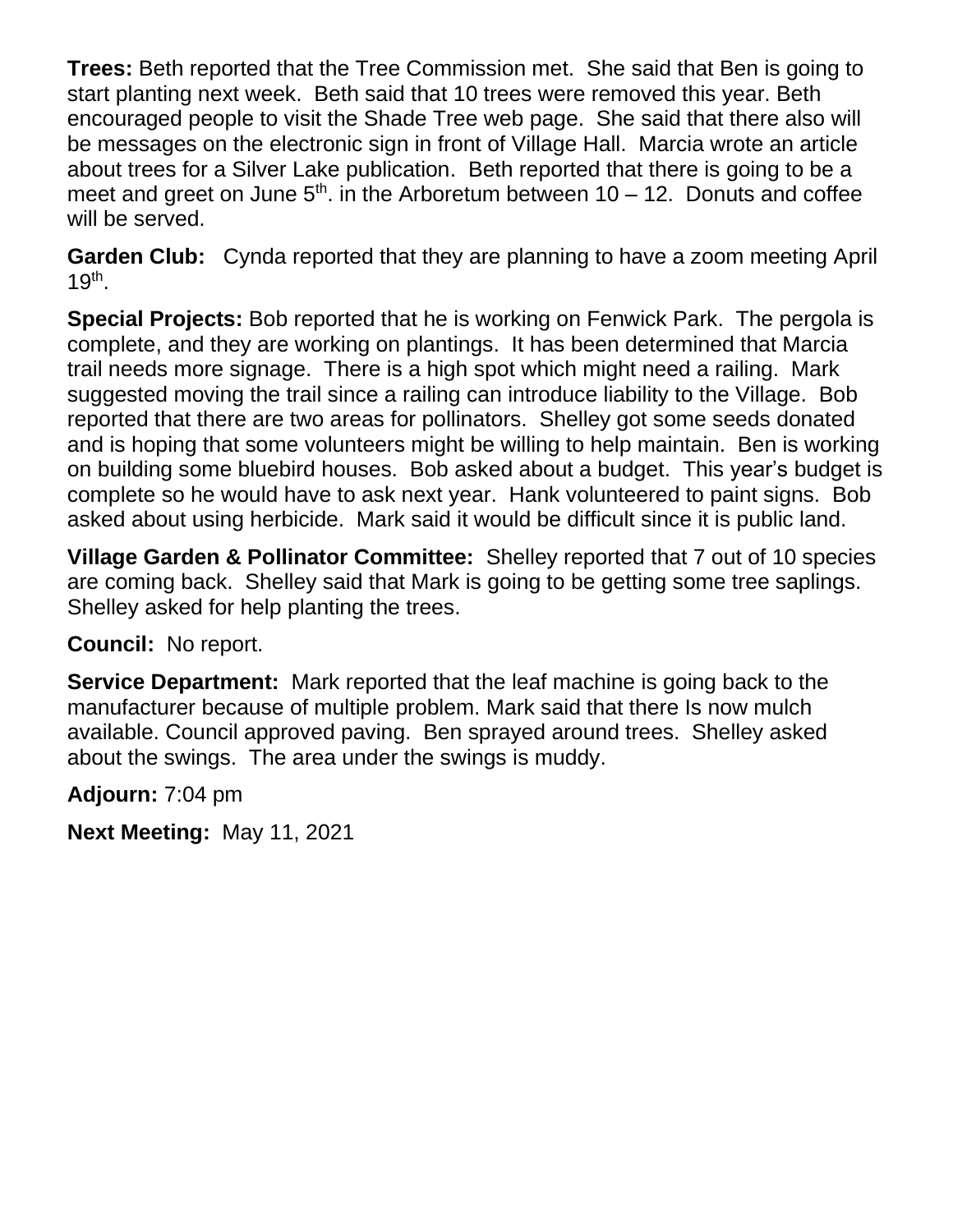**Trees:** Beth reported that the Tree Commission met. She said that Ben is going to start planting next week. Beth said that 10 trees were removed this year. Beth encouraged people to visit the Shade Tree web page. She said that there also will be messages on the electronic sign in front of Village Hall. Marcia wrote an article about trees for a Silver Lake publication. Beth reported that there is going to be a meet and greet on June 5th. in the Arboretum between 10 – 12. Donuts and coffee will be served.

**Garden Club:** Cynda reported that they are planning to have a zoom meeting April 19th.

**Special Projects:** Bob reported that he is working on Fenwick Park. The pergola is complete, and they are working on plantings. It has been determined that Marcia trail needs more signage. There is a high spot which might need a railing. Mark suggested moving the trail since a railing can introduce liability to the Village. Bob reported that there are two areas for pollinators. Shelley got some seeds donated and is hoping that some volunteers might be willing to help maintain. Ben is working on building some bluebird houses. Bob asked about a budget. This year's budget is complete so he would have to ask next year. Hank volunteered to paint signs. Bob asked about using herbicide. Mark said it would be difficult since it is public land.

**Village Garden & Pollinator Committee:** Shelley reported that 7 out of 10 species are coming back. Shelley said that Mark is going to be getting some tree saplings. Shelley asked for help planting the trees.

**Council:** No report.

**Service Department:** Mark reported that the leaf machine is going back to the manufacturer because of multiple problem. Mark said that there Is now mulch available. Council approved paving. Ben sprayed around trees. Shelley asked about the swings. The area under the swings is muddy.

**Adjourn:** 7:04 pm

**Next Meeting:** May 11, 2021